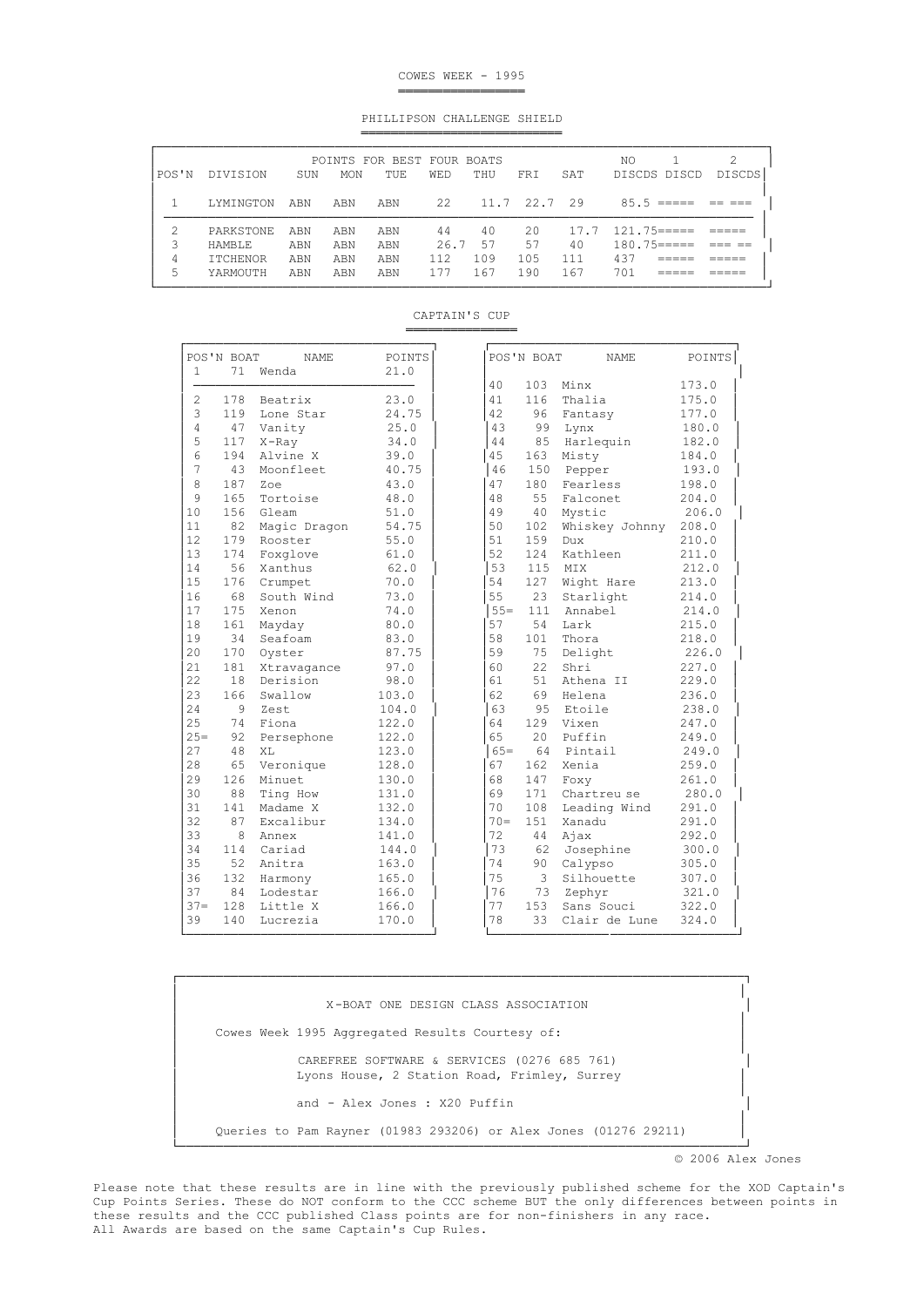# COWES WEEK - 1995

## PHILLIPSON CHALLENGE SHIELD

| POS'N | DIVISION | SUN | MON | TUE | WED | THU | FRI | SAT | NO DISCDS | 1 DISCD | 2 DISCDS |
|---|---|---|---|---|---|---|---|---|---|---|---|
| 1 | LYMINGTON | ABN | ABN | ABN | 22 | 11.7 | 22.7 | 29 | 85.5 | ===== | == === |
| 2 | PARKSTONE | ABN | ABN | ABN | 44 | 40 | 20 | 17.7 | 121.75 | ===== | ===== |
| 3 | HAMBLE | ABN | ABN | ABN | 26.7 | 57 | 57 | 40 | 180.75 | ===== | === == |
| 4 | ITCHENOR | ABN | ABN | ABN | 112 | 109 | 105 | 111 | 437 | ===== | ===== |
| 5 | YARMOUTH | ABN | ABN | ABN | 177 | 167 | 190 | 167 | 701 | ===== | ===== |

(POINTS FOR BEST FOUR BOATS)

## CAPTAIN'S CUP

| POS'N | BOAT | NAME | POINTS |
|---|---|---|---|
| 1 | 71 | Wenda | 21.0 |
| 2 | 178 | Beatrix | 23.0 |
| 3 | 119 | Lone Star | 24.75 |
| 4 | 47 | Vanity | 25.0 |
| 5 | 117 | X-Ray | 34.0 |
| 6 | 194 | Alvine X | 39.0 |
| 7 | 43 | Moonfleet | 40.75 |
| 8 | 187 | Zoe | 43.0 |
| 9 | 165 | Tortoise | 48.0 |
| 10 | 156 | Gleam | 51.0 |
| 11 | 82 | Magic Dragon | 54.75 |
| 12 | 179 | Rooster | 55.0 |
| 13 | 174 | Foxglove | 61.0 |
| 14 | 56 | Xanthus | 62.0 |
| 15 | 176 | Crumpet | 70.0 |
| 16 | 68 | South Wind | 73.0 |
| 17 | 175 | Xenon | 74.0 |
| 18 | 161 | Mayday | 80.0 |
| 19 | 34 | Seafoam | 83.0 |
| 20 | 170 | Oyster | 87.75 |
| 21 | 181 | Xtravagance | 97.0 |
| 22 | 18 | Derision | 98.0 |
| 23 | 166 | Swallow | 103.0 |
| 24 | 9 | Zest | 104.0 |
| 25 | 74 | Fiona | 122.0 |
| 25= | 92 | Persephone | 122.0 |
| 27 | 48 | XL | 123.0 |
| 28 | 65 | Veronique | 128.0 |
| 29 | 126 | Minuet | 130.0 |
| 30 | 88 | Ting How | 131.0 |
| 31 | 141 | Madame X | 132.0 |
| 32 | 87 | Excalibur | 134.0 |
| 33 | 8 | Annex | 141.0 |
| 34 | 114 | Cariad | 144.0 |
| 35 | 52 | Anitra | 163.0 |
| 36 | 132 | Harmony | 165.0 |
| 37 | 84 | Lodestar | 166.0 |
| 37= | 128 | Little X | 166.0 |
| 39 | 140 | Lucrezia | 170.0 |
| 40 | 103 | Minx | 173.0 |
| 41 | 116 | Thalia | 175.0 |
| 42 | 96 | Fantasy | 177.0 |
| 43 | 99 | Lynx | 180.0 |
| 44 | 85 | Harlequin | 182.0 |
| 45 | 163 | Misty | 184.0 |
| 46 | 150 | Pepper | 193.0 |
| 47 | 180 | Fearless | 198.0 |
| 48 | 55 | Falconet | 204.0 |
| 49 | 40 | Mystic | 206.0 |
| 50 | 102 | Whiskey Johnny | 208.0 |
| 51 | 159 | Dux | 210.0 |
| 52 | 124 | Kathleen | 211.0 |
| 53 | 115 | MIX | 212.0 |
| 54 | 127 | Wight Hare | 213.0 |
| 55 | 23 | Starlight | 214.0 |
| 55= | 111 | Annabel | 214.0 |
| 57 | 54 | Lark | 215.0 |
| 58 | 101 | Thora | 218.0 |
| 59 | 75 | Delight | 226.0 |
| 60 | 22 | Shri | 227.0 |
| 61 | 51 | Athena II | 229.0 |
| 62 | 69 | Helena | 236.0 |
| 63 | 95 | Etoile | 238.0 |
| 64 | 129 | Vixen | 247.0 |
| 65 | 20 | Puffin | 249.0 |
| 65= | 64 | Pintail | 249.0 |
| 67 | 162 | Xenia | 259.0 |
| 68 | 147 | Foxy | 261.0 |
| 69 | 171 | Chartreu se | 280.0 |
| 70 | 108 | Leading Wind | 291.0 |
| 70= | 151 | Xanadu | 291.0 |
| 72 | 44 | Ajax | 292.0 |
| 73 | 62 | Josephine | 300.0 |
| 74 | 90 | Calypso | 305.0 |
| 75 | 3 | Silhouette | 307.0 |
| 76 | 73 | Zephyr | 321.0 |
| 77 | 153 | Sans Souci | 322.0 |
| 78 | 33 | Clair de Lune | 324.0 |

X-BOAT ONE DESIGN CLASS ASSOCIATION

Cowes Week 1995 Aggregated Results Courtesy of:

CAREFREE SOFTWARE & SERVICES (0276 685 761)
Lyons House, 2 Station Road, Frimley, Surrey

and - Alex Jones : X20 Puffin

Queries to Pam Rayner (01983 293206) or Alex Jones (01276 29211)

© 2006 Alex Jones

Please note that these results are in line with the previously published scheme for the XOD Captain's Cup Points Series. These do NOT conform to the CCC scheme BUT the only differences between points in these results and the CCC published Class points are for non-finishers in any race.
All Awards are based on the same Captain's Cup Rules.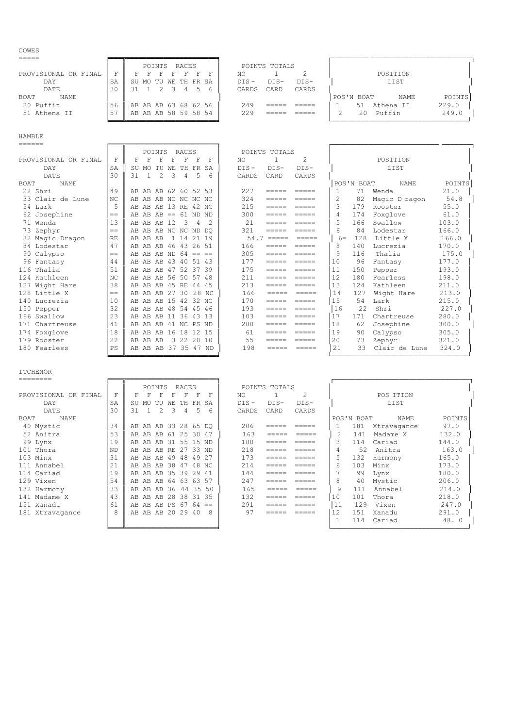## COWES

| PROVISIONAL OR FINAL | F | F | F | F | F | F | F | F | NO | 1 | 2 |
|---|---|---|---|---|---|---|---|---|---|---|---|
| DAY | SA | SU | MO | TU | WE | TH | FR | SA | DIS- | DIS- | DIS- |
| DATE | 30 | 31 | 1 | 2 | 3 | 4 | 5 | 6 | CARDS | CARD | CARDS |
| BOAT NAME | | POINTS RACES | | | | | | | POINTS TOTALS | | |
| 20 Puffin | 56 | AB | AB | AB | 63 | 68 | 62 | 56 | 249 | ===== | ===== |
| 51 Athena II | 57 | AB | AB | AB | 58 | 59 | 58 | 54 | 229 | ===== | ===== |

**POSITION LIST**

| POS'N | BOAT | NAME | POINTS |
|---|---|---|---|
| 1 | 51 | Athena II | 229.0 |
| 2 | 20 | Puffin | 249.0 |

## HAMBLE

| PROVISIONAL OR FINAL | F | F | F | F | F | F | F | F | NO | 1 | 2 |
|---|---|---|---|---|---|---|---|---|---|---|---|
| DAY | SA | SU | MO | TU | WE | TH | FR | SA | DIS- | DIS- | DIS- |
| DATE | 30 | 31 | 1 | 2 | 3 | 4 | 5 | 6 | CARDS | CARD | CARDS |
| BOAT NAME | | POINTS RACES | | | | | | | POINTS TOTALS | | |
| 22 Shri | 49 | AB | AB | AB | 62 | 60 | 52 | 53 | 227 | ===== | ===== |
| 33 Clair de Lune | NC | AB | AB | AB | NC | NC | NC | NC | 324 | ===== | ===== |
| 54 Lark | 5 | AB | AB | AB | 13 | RE | 42 | NC | 215 | ===== | ===== |
| 62 Josephine | == | AB | AB | AB | == | 61 | ND | ND | 300 | ===== | ===== |
| 71 Wenda | 13 | AB | AB | AB | 12 | 3 | 4 | 2 | 21 | ===== | ===== |
| 73 Zephyr | == | AB | AB | AB | NC | NC | ND | DQ | 321 | ===== | ===== |
| 82 Magic Dragon | RE | AB | AB | AB | 1 | 14 | 21 | 19 | 54.7 | ===== | ===== |
| 84 Lodestar | 47 | AB | AB | AB | 46 | 43 | 26 | 51 | 166 | ===== | ===== |
| 90 Calypso | == | AB | AB | AB | ND | 64 | == | == | 305 | ===== | ===== |
| 96 Fantasy | 44 | AB | AB | AB | 43 | 40 | 51 | 43 | 177 | ===== | ===== |
| 116 Thalia | 51 | AB | AB | AB | 47 | 52 | 37 | 39 | 175 | ===== | ===== |
| 124 Kathleen | NC | AB | AB | AB | 56 | 50 | 57 | 48 | 211 | ===== | ===== |
| 127 Wight Hare | 38 | AB | AB | AB | 45 | RE | 44 | 45 | 213 | ===== | ===== |
| 128 Little X | == | AB | AB | AB | 27 | 30 | 28 | NC | 166 | ===== | ===== |
| 140 Lucrezia | 10 | AB | AB | AB | 15 | 42 | 32 | NC | 170 | ===== | ===== |
| 150 Pepper | 32 | AB | AB | AB | 48 | 54 | 45 | 46 | 193 | ===== | ===== |
| 166 Swallow | 23 | AB | AB | AB | 11 | 36 | 43 | 13 | 103 | ===== | ===== |
| 171 Chartreuse | 41 | AB | AB | AB | 41 | NC | PS | ND | 280 | ===== | ===== |
| 174 Foxglove | 18 | AB | AB | AB | 16 | 18 | 12 | 15 | 61 | ===== | ===== |
| 179 Rooster | 22 | AB | AB | AB | 3 | 22 | 20 | 10 | 55 | ===== | ===== |
| 180 Fearless | PS | AB | AB | AB | 37 | 35 | 47 | ND | 198 | ===== | ===== |

**POSITION LIST**

| POS'N | BOAT | NAME | POINTS |
|---|---|---|---|
| 1 | 71 | Wenda | 21.0 |
| 2 | 82 | Magic D ragon | 54.8 |
| 3 | 179 | Rooster | 55.0 |
| 4 | 174 | Foxglove | 61.0 |
| 5 | 166 | Swallow | 103.0 |
| 6 | 84 | Lodestar | 166.0 |
| 6= | 128 | Little X | 166.0 |
| 8 | 140 | Lucrezia | 170.0 |
| 9 | 116 | Thalia | 175.0 |
| 10 | 96 | Fantasy | 177.0 |
| 11 | 150 | Pepper | 193.0 |
| 12 | 180 | Fearless | 198.0 |
| 13 | 124 | Kathleen | 211.0 |
| 14 | 127 | Wight Hare | 213.0 |
| 15 | 54 | Lark | 215.0 |
| 16 | 22 | Shri | 227.0 |
| 17 | 171 | Chartreuse | 280.0 |
| 18 | 62 | Josephine | 300.0 |
| 19 | 90 | Calypso | 305.0 |
| 20 | 73 | Zephyr | 321.0 |
| 21 | 33 | Clair de Lune | 324.0 |

## ITCHENOR

| PROVISIONAL OR FINAL | F | F | F | F | F | F | F | F | NO | 1 | 2 |
|---|---|---|---|---|---|---|---|---|---|---|---|
| DAY | SA | SU | MO | TU | WE | TH | FR | SA | DIS- | DIS- | DIS- |
| DATE | 30 | 31 | 1 | 2 | 3 | 4 | 5 | 6 | CARDS | CARD | CARDS |
| BOAT NAME | | POINTS RACES | | | | | | | POINTS TOTALS | | |
| 40 Mystic | 34 | AB | AB | AB | 33 | 28 | 65 | DQ | 206 | ===== | ===== |
| 52 Anitra | 53 | AB | AB | AB | 61 | 25 | 30 | 47 | 163 | ===== | ===== |
| 99 Lynx | 19 | AB | AB | AB | 31 | 55 | 15 | ND | 180 | ===== | ===== |
| 101 Thora | ND | AB | AB | AB | RE | 27 | 33 | ND | 218 | ===== | ===== |
| 103 Minx | 31 | AB | AB | AB | 49 | 48 | 49 | 27 | 173 | ===== | ===== |
| 111 Annabel | 21 | AB | AB | AB | 38 | 47 | 48 | NC | 214 | ===== | ===== |
| 114 Cariad | 19 | AB | AB | AB | 35 | 39 | 29 | 41 | 144 | ===== | ===== |
| 129 Vixen | 54 | AB | AB | AB | 64 | 63 | 63 | 57 | 247 | ===== | ===== |
| 132 Harmony | 33 | AB | AB | AB | 36 | 44 | 35 | 50 | 165 | ===== | ===== |
| 141 Madame X | 43 | AB | AB | AB | 28 | 38 | 31 | 35 | 132 | ===== | ===== |
| 151 Xanadu | 61 | AB | AB | AB | PS | 67 | 64 | == | 291 | ===== | ===== |
| 181 Xtravagance | 8 | AB | AB | AB | 20 | 29 | 40 | 8 | 97 | ===== | ===== |

**POS ITION LIST**

| POS'N | BOAT | NAME | POINTS |
|---|---|---|---|
| 1 | 181 | Xtravagance | 97.0 |
| 2 | 141 | Madame X | 132.0 |
| 3 | 114 | Cariad | 144.0 |
| 4 | 52 | Anitra | 163.0 |
| 5 | 132 | Harmony | 165.0 |
| 6 | 103 | Minx | 173.0 |
| 7 | 99 | Lynx | 180.0 |
| 8 | 40 | Mystic | 206.0 |
| 9 | 111 | Annabel | 214.0 |
| 10 | 101 | Thora | 218.0 |
| 11 | 129 | Vixen | 247.0 |
| 12 | 151 | Xanadu | 291.0 |
| 1 | 114 | Cariad | 48. 0 |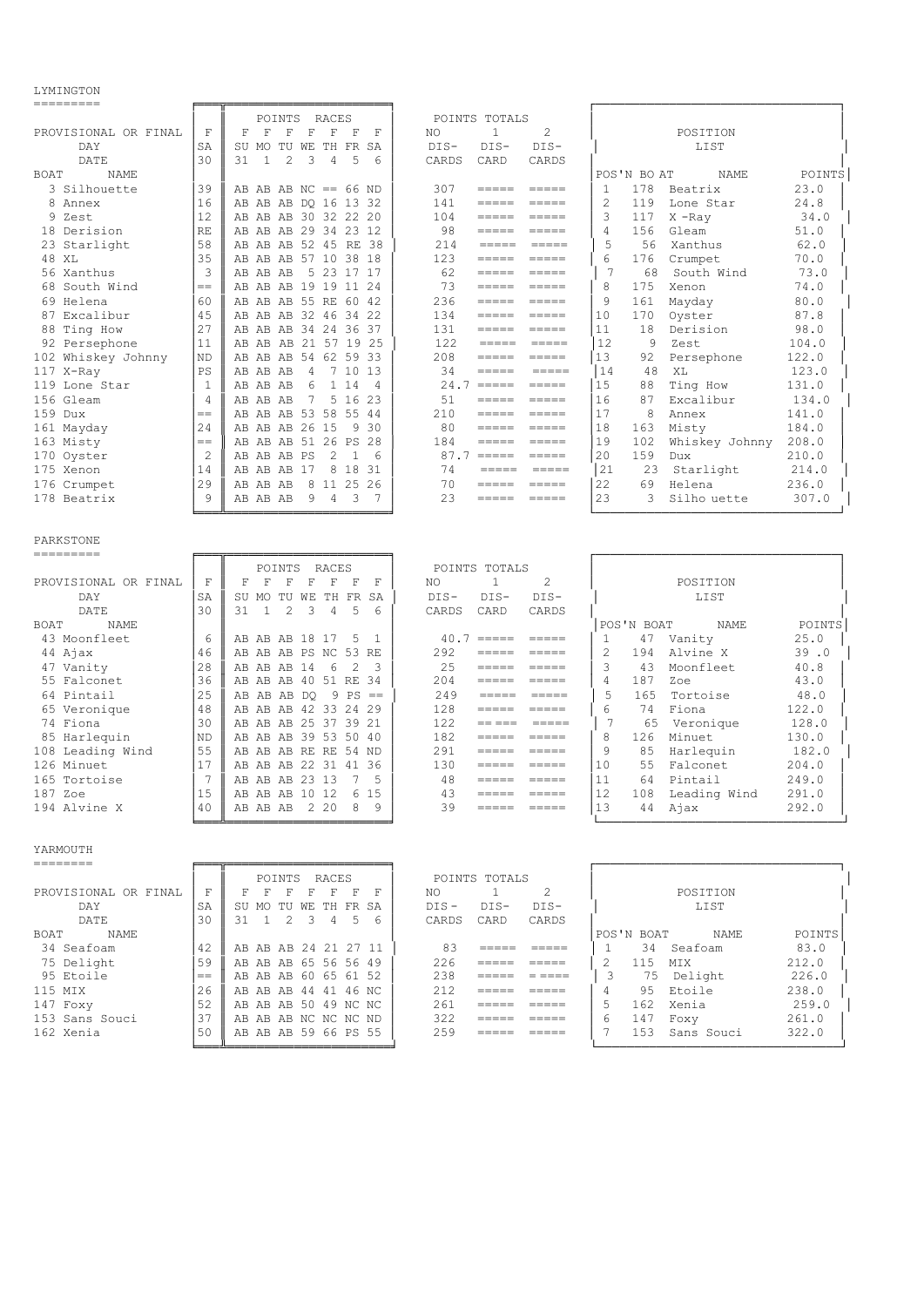## LYMINGTON

| BOAT | NAME | F SA 30 | F SU 31 | F MO 1 | F TU 2 | F WE 3 | F TH 4 | F FR 5 | F SA 6 | NO DIS-CARDS | 1 DIS-CARD | 2 DIS-CARDS |
|---|---|---|---|---|---|---|---|---|---|---|---|---|
| 3 | Silhouette | 39 | AB | AB | AB | NC | == | 66 | ND | 307 | ===== | ===== |
| 8 | Annex | 16 | AB | AB | AB | DQ | 16 | 13 | 32 | 141 | ===== | ===== |
| 9 | Zest | 12 | AB | AB | AB | 30 | 32 | 22 | 20 | 104 | ===== | ===== |
| 18 | Derision | RE | AB | AB | AB | 29 | 34 | 23 | 12 | 98 | ===== | ===== |
| 23 | Starlight | 58 | AB | AB | AB | 52 | 45 | RE | 38 | 214 | ===== | ===== |
| 48 | XL | 35 | AB | AB | AB | 57 | 10 | 38 | 18 | 123 | ===== | ===== |
| 56 | Xanthus | 3 | AB | AB | AB | 5 | 23 | 17 | 17 | 62 | ===== | ===== |
| 68 | South Wind | == | AB | AB | AB | 19 | 19 | 11 | 24 | 73 | ===== | ===== |
| 69 | Helena | 60 | AB | AB | AB | 55 | RE | 60 | 42 | 236 | ===== | ===== |
| 87 | Excalibur | 45 | AB | AB | AB | 32 | 46 | 34 | 22 | 134 | ===== | ===== |
| 88 | Ting How | 27 | AB | AB | AB | 34 | 24 | 36 | 37 | 131 | ===== | ===== |
| 92 | Persephone | 11 | AB | AB | AB | 21 | 57 | 19 | 25 | 122 | ===== | ===== |
| 102 | Whiskey Johnny | ND | AB | AB | AB | 54 | 62 | 59 | 33 | 208 | ===== | ===== |
| 117 | X-Ray | PS | AB | AB | AB | 4 | 7 | 10 | 13 | 34 | ===== | ===== |
| 119 | Lone Star | 1 | AB | AB | AB | 6 | 1 | 14 | 4 | 24.7 | ===== | ===== |
| 156 | Gleam | 4 | AB | AB | AB | 7 | 5 | 16 | 23 | 51 | ===== | ===== |
| 159 | Dux | == | AB | AB | AB | 53 | 58 | 55 | 44 | 210 | ===== | ===== |
| 161 | Mayday | 24 | AB | AB | AB | 26 | 15 | 9 | 30 | 80 | ===== | ===== |
| 163 | Misty | == | AB | AB | AB | 51 | 26 | PS | 28 | 184 | ===== | ===== |
| 170 | Oyster | 2 | AB | AB | AB | PS | 2 | 1 | 6 | 87.7 | ===== | ===== |
| 175 | Xenon | 14 | AB | AB | AB | 17 | 8 | 18 | 31 | 74 | ===== | ===== |
| 176 | Crumpet | 29 | AB | AB | AB | 8 | 11 | 25 | 26 | 70 | ===== | ===== |
| 178 | Beatrix | 9 | AB | AB | AB | 9 | 4 | 3 | 7 | 23 | ===== | ===== |

**POSITION LIST**

| POS'N | BOAT | NAME | POINTS |
|---|---|---|---|
| 1 | 178 | Beatrix | 23.0 |
| 2 | 119 | Lone Star | 24.8 |
| 3 | 117 | X -Ray | 34.0 |
| 4 | 156 | Gleam | 51.0 |
| 5 | 56 | Xanthus | 62.0 |
| 6 | 176 | Crumpet | 70.0 |
| 7 | 68 | South Wind | 73.0 |
| 8 | 175 | Xenon | 74.0 |
| 9 | 161 | Mayday | 80.0 |
| 10 | 170 | Oyster | 87.8 |
| 11 | 18 | Derision | 98.0 |
| 12 | 9 | Zest | 104.0 |
| 13 | 92 | Persephone | 122.0 |
| 14 | 48 | XL | 123.0 |
| 15 | 88 | Ting How | 131.0 |
| 16 | 87 | Excalibur | 134.0 |
| 17 | 8 | Annex | 141.0 |
| 18 | 163 | Misty | 184.0 |
| 19 | 102 | Whiskey Johnny | 208.0 |
| 20 | 159 | Dux | 210.0 |
| 21 | 23 | Starlight | 214.0 |
| 22 | 69 | Helena | 236.0 |
| 23 | 3 | Silho uette | 307.0 |

## PARKSTONE

| BOAT | NAME | F SA 30 | F SU 31 | F MO 1 | F TU 2 | F WE 3 | F TH 4 | F FR 5 | F SA 6 | NO DIS-CARDS | 1 DIS-CARD | 2 DIS-CARDS |
|---|---|---|---|---|---|---|---|---|---|---|---|---|
| 43 | Moonfleet | 6 | AB | AB | AB | 18 | 17 | 5 | 1 | 40.7 | ===== | ===== |
| 44 | Ajax | 46 | AB | AB | AB | PS | NC | 53 | RE | 292 | ===== | ===== |
| 47 | Vanity | 28 | AB | AB | AB | 14 | 6 | 2 | 3 | 25 | ===== | ===== |
| 55 | Falconet | 36 | AB | AB | AB | 40 | 51 | RE | 34 | 204 | ===== | ===== |
| 64 | Pintail | 25 | AB | AB | AB | DQ | 9 | PS | == | 249 | ===== | ===== |
| 65 | Veronique | 48 | AB | AB | AB | 42 | 33 | 24 | 29 | 128 | ===== | ===== |
| 74 | Fiona | 30 | AB | AB | AB | 25 | 37 | 39 | 21 | 122 | == === | ===== |
| 85 | Harlequin | ND | AB | AB | AB | 39 | 53 | 50 | 40 | 182 | ===== | ===== |
| 108 | Leading Wind | 55 | AB | AB | AB | RE | RE | 54 | ND | 291 | ===== | ===== |
| 126 | Minuet | 17 | AB | AB | AB | 22 | 31 | 41 | 36 | 130 | ===== | ===== |
| 165 | Tortoise | 7 | AB | AB | AB | 23 | 13 | 7 | 5 | 48 | ===== | ===== |
| 187 | Zoe | 15 | AB | AB | AB | 10 | 12 | 6 | 15 | 43 | ===== | ===== |
| 194 | Alvine X | 40 | AB | AB | AB | 2 | 20 | 8 | 9 | 39 | ===== | ===== |

**POSITION LIST**

| POS'N | BOAT | NAME | POINTS |
|---|---|---|---|
| 1 | 47 | Vanity | 25.0 |
| 2 | 194 | Alvine X | 39 .0 |
| 3 | 43 | Moonfleet | 40.8 |
| 4 | 187 | Zoe | 43.0 |
| 5 | 165 | Tortoise | 48.0 |
| 6 | 74 | Fiona | 122.0 |
| 7 | 65 | Veronique | 128.0 |
| 8 | 126 | Minuet | 130.0 |
| 9 | 85 | Harlequin | 182.0 |
| 10 | 55 | Falconet | 204.0 |
| 11 | 64 | Pintail | 249.0 |
| 12 | 108 | Leading Wind | 291.0 |
| 13 | 44 | Ajax | 292.0 |

## YARMOUTH

| BOAT | NAME | F SA 30 | F SU 31 | F MO 1 | F TU 2 | F WE 3 | F TH 4 | F FR 5 | F SA 6 | NO DIS-CARDS | 1 DIS-CARD | 2 DIS-CARDS |
|---|---|---|---|---|---|---|---|---|---|---|---|---|
| 34 | Seafoam | 42 | AB | AB | AB | 24 | 21 | 27 | 11 | 83 | ===== | ===== |
| 75 | Delight | 59 | AB | AB | AB | 65 | 56 | 56 | 49 | 226 | ===== | ===== |
| 95 | Etoile | == | AB | AB | AB | 60 | 65 | 61 | 52 | 238 | ===== | = ==== |
| 115 | MIX | 26 | AB | AB | AB | 44 | 41 | 46 | NC | 212 | ===== | ===== |
| 147 | Foxy | 52 | AB | AB | AB | 50 | 49 | NC | NC | 261 | ===== | ===== |
| 153 | Sans Souci | 37 | AB | AB | AB | NC | NC | NC | ND | 322 | ===== | ===== |
| 162 | Xenia | 50 | AB | AB | AB | 59 | 66 | PS | 55 | 259 | ===== | ===== |

**POSITION LIST**

| POS'N | BOAT | NAME | POINTS |
|---|---|---|---|
| 1 | 34 | Seafoam | 83.0 |
| 2 | 115 | MIX | 212.0 |
| 3 | 75 | Delight | 226.0 |
| 4 | 95 | Etoile | 238.0 |
| 5 | 162 | Xenia | 259.0 |
| 6 | 147 | Foxy | 261.0 |
| 7 | 153 | Sans Souci | 322.0 |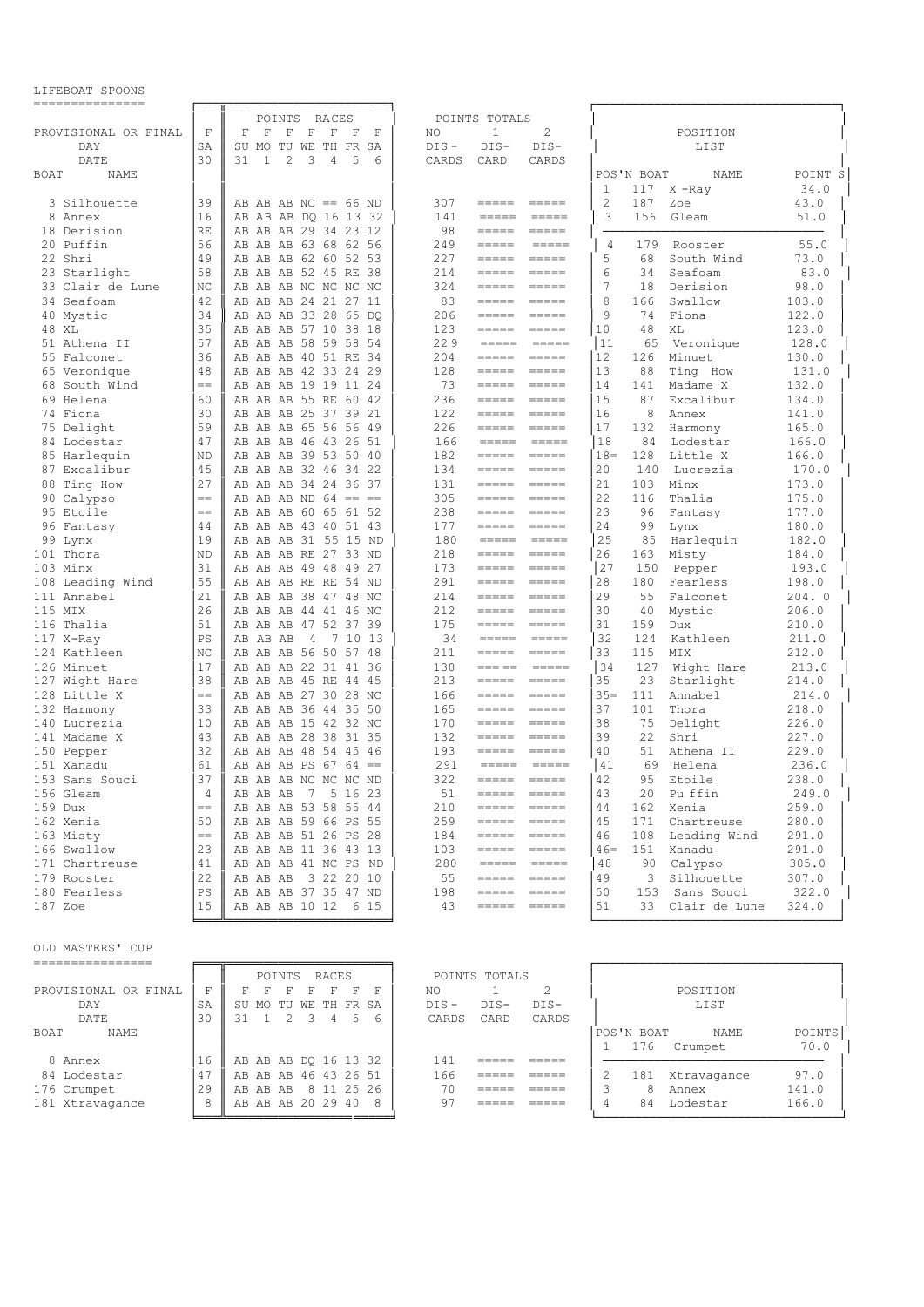## LIFEBOAT SPOONS

PROVISIONAL OR FINAL

| BOAT | NAME | F SA 30 | F SU 31 | F MO 1 | F TU 2 | F WE 3 | F TH 4 | F FR 5 | F SA 6 | NO DIS-CARDS | 1 DIS-CARD | 2 DIS-CARDS |
|---|---|---|---|---|---|---|---|---|---|---|---|---|
| 3 | Silhouette | 39 | AB | AB | AB | NC | == | 66 | ND | 307 | ===== | ===== |
| 8 | Annex | 16 | AB | AB | AB | DQ | 16 | 13 | 32 | 141 | ===== | ===== |
| 18 | Derision | RE | AB | AB | AB | 29 | 34 | 23 | 12 | 98 | ===== | ===== |
| 20 | Puffin | 56 | AB | AB | AB | 63 | 68 | 62 | 56 | 249 | ===== | ===== |
| 22 | Shri | 49 | AB | AB | AB | 62 | 60 | 52 | 53 | 227 | ===== | ===== |
| 23 | Starlight | 58 | AB | AB | AB | 52 | 45 | RE | 38 | 214 | ===== | ===== |
| 33 | Clair de Lune | NC | AB | AB | AB | NC | NC | NC | NC | 324 | ===== | ===== |
| 34 | Seafoam | 42 | AB | AB | AB | 24 | 21 | 27 | 11 | 83 | ===== | ===== |
| 40 | Mystic | 34 | AB | AB | AB | 33 | 28 | 65 | DQ | 206 | ===== | ===== |
| 48 | XL | 35 | AB | AB | AB | 57 | 10 | 38 | 18 | 123 | ===== | ===== |
| 51 | Athena II | 57 | AB | AB | AB | 58 | 59 | 58 | 54 | 229 | ===== | ===== |
| 55 | Falconet | 36 | AB | AB | AB | 40 | 51 | RE | 34 | 204 | ===== | ===== |
| 65 | Veronique | 48 | AB | AB | AB | 42 | 33 | 24 | 29 | 128 | ===== | ===== |
| 68 | South Wind | == | AB | AB | AB | 19 | 19 | 11 | 24 | 73 | ===== | ===== |
| 69 | Helena | 60 | AB | AB | AB | 55 | RE | 60 | 42 | 236 | ===== | ===== |
| 74 | Fiona | 30 | AB | AB | AB | 25 | 37 | 39 | 21 | 122 | ===== | ===== |
| 75 | Delight | 59 | AB | AB | AB | 65 | 56 | 56 | 49 | 226 | ===== | ===== |
| 84 | Lodestar | 47 | AB | AB | AB | 46 | 43 | 26 | 51 | 166 | ===== | ===== |
| 85 | Harlequin | ND | AB | AB | AB | 39 | 53 | 50 | 40 | 182 | ===== | ===== |
| 87 | Excalibur | 45 | AB | AB | AB | 32 | 46 | 34 | 22 | 134 | ===== | ===== |
| 88 | Ting How | 27 | AB | AB | AB | 34 | 24 | 36 | 37 | 131 | ===== | ===== |
| 90 | Calypso | == | AB | AB | AB | ND | 64 | == | == | 305 | ===== | ===== |
| 95 | Etoile | == | AB | AB | AB | 60 | 65 | 61 | 52 | 238 | ===== | ===== |
| 96 | Fantasy | 44 | AB | AB | AB | 43 | 40 | 51 | 43 | 177 | ===== | ===== |
| 99 | Lynx | 19 | AB | AB | AB | 31 | 55 | 15 | ND | 180 | ===== | ===== |
| 101 | Thora | ND | AB | AB | AB | RE | 27 | 33 | ND | 218 | ===== | ===== |
| 103 | Minx | 31 | AB | AB | AB | 49 | 48 | 49 | 27 | 173 | ===== | ===== |
| 108 | Leading Wind | 55 | AB | AB | AB | RE | RE | 54 | ND | 291 | ===== | ===== |
| 111 | Annabel | 21 | AB | AB | AB | 38 | 47 | 48 | NC | 214 | ===== | ===== |
| 115 | MIX | 26 | AB | AB | AB | 44 | 41 | 46 | NC | 212 | ===== | ===== |
| 116 | Thalia | 51 | AB | AB | AB | 47 | 52 | 37 | 39 | 175 | ===== | ===== |
| 117 | X-Ray | PS | AB | AB | AB | 4 | 7 | 10 | 13 | 34 | ===== | ===== |
| 124 | Kathleen | NC | AB | AB | AB | 56 | 50 | 57 | 48 | 211 | ===== | ===== |
| 126 | Minuet | 17 | AB | AB | AB | 22 | 31 | 41 | 36 | 130 | ===== | ===== |
| 127 | Wight Hare | 38 | AB | AB | AB | 45 | RE | 44 | 45 | 213 | ===== | ===== |
| 128 | Little X | == | AB | AB | AB | 27 | 30 | 28 | NC | 166 | ===== | ===== |
| 132 | Harmony | 33 | AB | AB | AB | 36 | 44 | 35 | 50 | 165 | ===== | ===== |
| 140 | Lucrezia | 10 | AB | AB | AB | 15 | 42 | 32 | NC | 170 | ===== | ===== |
| 141 | Madame X | 43 | AB | AB | AB | 28 | 38 | 31 | 35 | 132 | ===== | ===== |
| 150 | Pepper | 32 | AB | AB | AB | 48 | 54 | 45 | 46 | 193 | ===== | ===== |
| 151 | Xanadu | 61 | AB | AB | AB | PS | 67 | 64 | == | 291 | ===== | ===== |
| 153 | Sans Souci | 37 | AB | AB | AB | NC | NC | NC | ND | 322 | ===== | ===== |
| 156 | Gleam | 4 | AB | AB | AB | 7 | 5 | 16 | 23 | 51 | ===== | ===== |
| 159 | Dux | == | AB | AB | AB | 53 | 58 | 55 | 44 | 210 | ===== | ===== |
| 162 | Xenia | 50 | AB | AB | AB | 59 | 66 | PS | 55 | 259 | ===== | ===== |
| 163 | Misty | == | AB | AB | AB | 51 | 26 | PS | 28 | 184 | ===== | ===== |
| 166 | Swallow | 23 | AB | AB | AB | 11 | 36 | 43 | 13 | 103 | ===== | ===== |
| 171 | Chartreuse | 41 | AB | AB | AB | 41 | NC | PS | ND | 280 | ===== | ===== |
| 179 | Rooster | 22 | AB | AB | AB | 3 | 22 | 20 | 10 | 55 | ===== | ===== |
| 180 | Fearless | PS | AB | AB | AB | 37 | 35 | 47 | ND | 198 | ===== | ===== |
| 187 | Zoe | 15 | AB | AB | AB | 10 | 12 | 6 | 15 | 43 | ===== | ===== |

### POSITION LIST

| POS'N | BOAT | NAME | POINTS |
|---|---|---|---|
| 1 | 117 | X -Ray | 34.0 |
| 2 | 187 | Zoe | 43.0 |
| 3 | 156 | Gleam | 51.0 |
| 4 | 179 | Rooster | 55.0 |
| 5 | 68 | South Wind | 73.0 |
| 6 | 34 | Seafoam | 83.0 |
| 7 | 18 | Derision | 98.0 |
| 8 | 166 | Swallow | 103.0 |
| 9 | 74 | Fiona | 122.0 |
| 10 | 48 | XL | 123.0 |
| 11 | 65 | Veronique | 128.0 |
| 12 | 126 | Minuet | 130.0 |
| 13 | 88 | Ting How | 131.0 |
| 14 | 141 | Madame X | 132.0 |
| 15 | 87 | Excalibur | 134.0 |
| 16 | 8 | Annex | 141.0 |
| 17 | 132 | Harmony | 165.0 |
| 18 | 84 | Lodestar | 166.0 |
| 18= | 128 | Little X | 166.0 |
| 20 | 140 | Lucrezia | 170.0 |
| 21 | 103 | Minx | 173.0 |
| 22 | 116 | Thalia | 175.0 |
| 23 | 96 | Fantasy | 177.0 |
| 24 | 99 | Lynx | 180.0 |
| 25 | 85 | Harlequin | 182.0 |
| 26 | 163 | Misty | 184.0 |
| 27 | 150 | Pepper | 193.0 |
| 28 | 180 | Fearless | 198.0 |
| 29 | 55 | Falconet | 204.0 |
| 30 | 40 | Mystic | 206.0 |
| 31 | 159 | Dux | 210.0 |
| 32 | 124 | Kathleen | 211.0 |
| 33 | 115 | MIX | 212.0 |
| 34 | 127 | Wight Hare | 213.0 |
| 35 | 23 | Starlight | 214.0 |
| 35= | 111 | Annabel | 214.0 |
| 37 | 101 | Thora | 218.0 |
| 38 | 75 | Delight | 226.0 |
| 39 | 22 | Shri | 227.0 |
| 40 | 51 | Athena II | 229.0 |
| 41 | 69 | Helena | 236.0 |
| 42 | 95 | Etoile | 238.0 |
| 43 | 20 | Puffin | 249.0 |
| 44 | 162 | Xenia | 259.0 |
| 45 | 171 | Chartreuse | 280.0 |
| 46 | 108 | Leading Wind | 291.0 |
| 46= | 151 | Xanadu | 291.0 |
| 48 | 90 | Calypso | 305.0 |
| 49 | 3 | Silhouette | 307.0 |
| 50 | 153 | Sans Souci | 322.0 |
| 51 | 33 | Clair de Lune | 324.0 |

## OLD MASTERS' CUP

PROVISIONAL OR FINAL

| BOAT | NAME | F SA 30 | F SU 31 | F MO 1 | F TU 2 | F WE 3 | F TH 4 | F FR 5 | F SA 6 | NO DIS-CARDS | 1 DIS-CARD | 2 DIS-CARDS |
|---|---|---|---|---|---|---|---|---|---|---|---|---|
| 8 | Annex | 16 | AB | AB | AB | DQ | 16 | 13 | 32 | 141 | ===== | ===== |
| 84 | Lodestar | 47 | AB | AB | AB | 46 | 43 | 26 | 51 | 166 | ===== | ===== |
| 176 | Crumpet | 29 | AB | AB | AB | 8 | 11 | 25 | 26 | 70 | ===== | ===== |
| 181 | Xtravagance | 8 | AB | AB | AB | 20 | 29 | 40 | 8 | 97 | ===== | ===== |

### POSITION LIST

| POS'N | BOAT | NAME | POINTS |
|---|---|---|---|
| 1 | 176 | Crumpet | 70.0 |
| 2 | 181 | Xtravagance | 97.0 |
| 3 | 8 | Annex | 141.0 |
| 4 | 84 | Lodestar | 166.0 |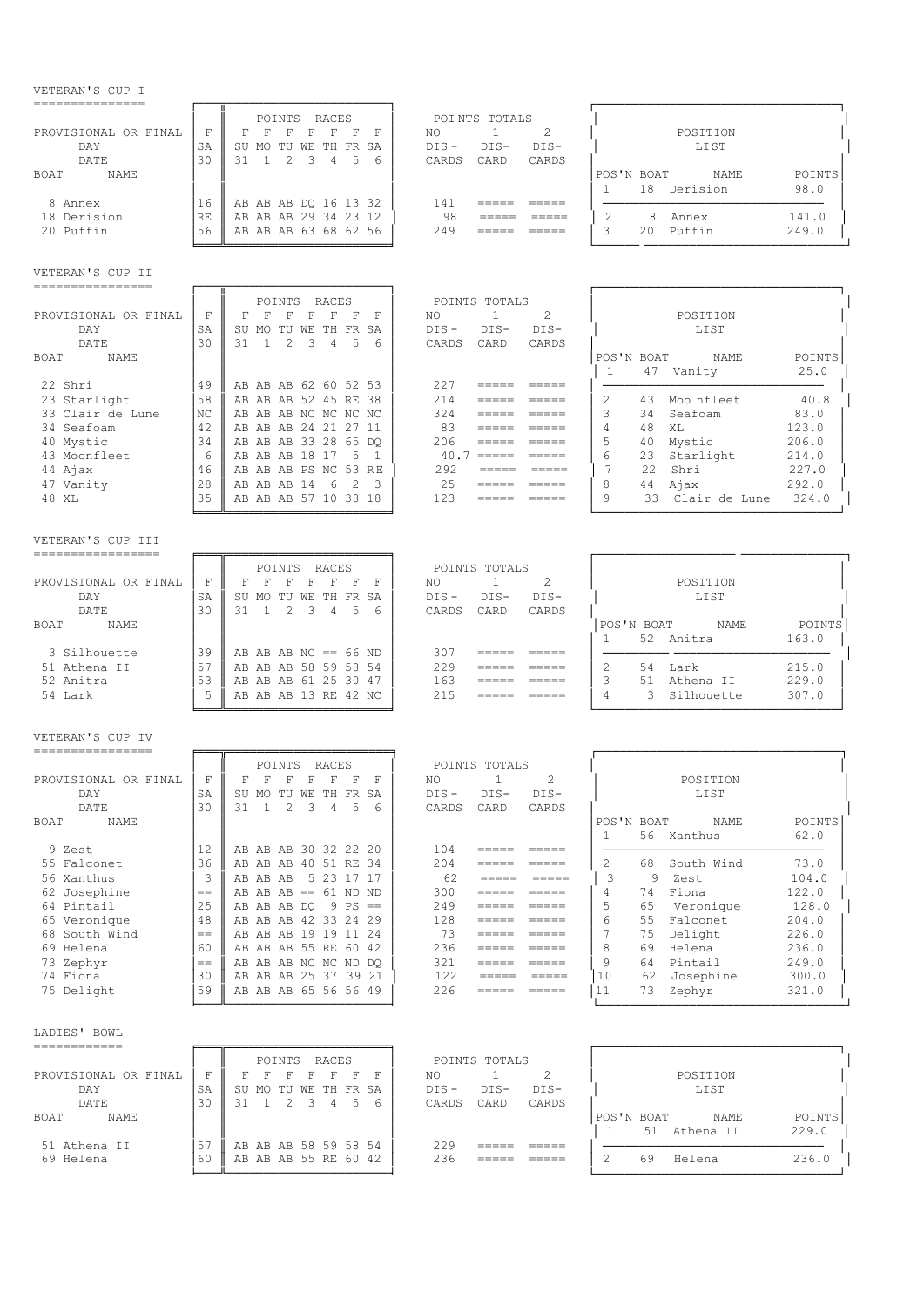## VETERAN'S CUP I

| BOAT | NAME | F SA 30 | F SU 31 | F MO 1 | F TU 2 | F WE 3 | F TH 4 | F FR 5 | F SA 6 | NO DIS-CARDS | 1 DIS-CARD | 2 DIS-CARDS |
|---|---|---|---|---|---|---|---|---|---|---|---|---|
| 8 | Annex | 16 | AB | AB | AB | DQ | 16 | 13 | 32 | 141 | ===== | ===== |
| 18 | Derision | RE | AB | AB | AB | 29 | 34 | 23 | 12 | 98 | ===== | ===== |
| 20 | Puffin | 56 | AB | AB | AB | 63 | 68 | 62 | 56 | 249 | ===== | ===== |

PROVISIONAL OR FINAL — POINTS RACES — POINTS TOTALS

POSITION LIST

| POS'N | BOAT | NAME | POINTS |
|---|---|---|---|
| 1 | 18 | Derision | 98.0 |
| 2 | 8 | Annex | 141.0 |
| 3 | 20 | Puffin | 249.0 |

## VETERAN'S CUP II

| BOAT | NAME | F SA 30 | F SU 31 | F MO 1 | F TU 2 | F WE 3 | F TH 4 | F FR 5 | F SA 6 | NO DIS-CARDS | 1 DIS-CARD | 2 DIS-CARDS |
|---|---|---|---|---|---|---|---|---|---|---|---|---|
| 22 | Shri | 49 | AB | AB | AB | 62 | 60 | 52 | 53 | 227 | ===== | ===== |
| 23 | Starlight | 58 | AB | AB | AB | 52 | 45 | RE | 38 | 214 | ===== | ===== |
| 33 | Clair de Lune | NC | AB | AB | AB | NC | NC | NC | NC | 324 | ===== | ===== |
| 34 | Seafoam | 42 | AB | AB | AB | 24 | 21 | 27 | 11 | 83 | ===== | ===== |
| 40 | Mystic | 34 | AB | AB | AB | 33 | 28 | 65 | DQ | 206 | ===== | ===== |
| 43 | Moonfleet | 6 | AB | AB | AB | 18 | 17 | 5 | 1 | 40.7 | ===== | ===== |
| 44 | Ajax | 46 | AB | AB | AB | PS | NC | 53 | RE | 292 | ===== | ===== |
| 47 | Vanity | 28 | AB | AB | AB | 14 | 6 | 2 | 3 | 25 | ===== | ===== |
| 48 | XL | 35 | AB | AB | AB | 57 | 10 | 38 | 18 | 123 | ===== | ===== |

POSITION LIST

| POS'N | BOAT | NAME | POINTS |
|---|---|---|---|
| 1 | 47 | Vanity | 25.0 |
| 2 | 43 | Moo nfleet | 40.8 |
| 3 | 34 | Seafoam | 83.0 |
| 4 | 48 | XL | 123.0 |
| 5 | 40 | Mystic | 206.0 |
| 6 | 23 | Starlight | 214.0 |
| 7 | 22 | Shri | 227.0 |
| 8 | 44 | Ajax | 292.0 |
| 9 | 33 | Clair de Lune | 324.0 |

## VETERAN'S CUP III

| BOAT | NAME | F SA 30 | F SU 31 | F MO 1 | F TU 2 | F WE 3 | F TH 4 | F FR 5 | F SA 6 | NO DIS-CARDS | 1 DIS-CARD | 2 DIS-CARDS |
|---|---|---|---|---|---|---|---|---|---|---|---|---|
| 3 | Silhouette | 39 | AB | AB | AB | NC | == | 66 | ND | 307 | ===== | ===== |
| 51 | Athena II | 57 | AB | AB | AB | 58 | 59 | 58 | 54 | 229 | ===== | ===== |
| 52 | Anitra | 53 | AB | AB | AB | 61 | 25 | 30 | 47 | 163 | ===== | ===== |
| 54 | Lark | 5 | AB | AB | AB | 13 | RE | 42 | NC | 215 | ===== | ===== |

POSITION LIST

| POS'N | BOAT | NAME | POINTS |
|---|---|---|---|
| 1 | 52 | Anitra | 163.0 |
| 2 | 54 | Lark | 215.0 |
| 3 | 51 | Athena II | 229.0 |
| 4 | 3 | Silhouette | 307.0 |

## VETERAN'S CUP IV

| BOAT | NAME | F SA 30 | F SU 31 | F MO 1 | F TU 2 | F WE 3 | F TH 4 | F FR 5 | F SA 6 | NO DIS-CARDS | 1 DIS-CARD | 2 DIS-CARDS |
|---|---|---|---|---|---|---|---|---|---|---|---|---|
| 9 | Zest | 12 | AB | AB | AB | 30 | 32 | 22 | 20 | 104 | ===== | ===== |
| 55 | Falconet | 36 | AB | AB | AB | 40 | 51 | RE | 34 | 204 | ===== | ===== |
| 56 | Xanthus | 3 | AB | AB | AB | 5 | 23 | 17 | 17 | 62 | ===== | ===== |
| 62 | Josephine | == | AB | AB | AB | == | 61 | ND | ND | 300 | ===== | ===== |
| 64 | Pintail | 25 | AB | AB | AB | DQ | 9 | PS | == | 249 | ===== | ===== |
| 65 | Veronique | 48 | AB | AB | AB | 42 | 33 | 24 | 29 | 128 | ===== | ===== |
| 68 | South Wind | == | AB | AB | AB | 19 | 19 | 11 | 24 | 73 | ===== | ===== |
| 69 | Helena | 60 | AB | AB | AB | 55 | RE | 60 | 42 | 236 | ===== | ===== |
| 73 | Zephyr | == | AB | AB | AB | NC | NC | ND | DQ | 321 | ===== | ===== |
| 74 | Fiona | 30 | AB | AB | AB | 25 | 37 | 39 | 21 | 122 | ===== | ===== |
| 75 | Delight | 59 | AB | AB | AB | 65 | 56 | 56 | 49 | 226 | ===== | ===== |

POSITION LIST

| POS'N | BOAT | NAME | POINTS |
|---|---|---|---|
| 1 | 56 | Xanthus | 62.0 |
| 2 | 68 | South Wind | 73.0 |
| 3 | 9 | Zest | 104.0 |
| 4 | 74 | Fiona | 122.0 |
| 5 | 65 | Veronique | 128.0 |
| 6 | 55 | Falconet | 204.0 |
| 7 | 75 | Delight | 226.0 |
| 8 | 69 | Helena | 236.0 |
| 9 | 64 | Pintail | 249.0 |
| 10 | 62 | Josephine | 300.0 |
| 11 | 73 | Zephyr | 321.0 |

## LADIES' BOWL

| BOAT | NAME | F SA 30 | F SU 31 | F MO 1 | F TU 2 | F WE 3 | F TH 4 | F FR 5 | F SA 6 | NO DIS-CARDS | 1 DIS-CARD | 2 DIS-CARDS |
|---|---|---|---|---|---|---|---|---|---|---|---|---|
| 51 | Athena II | 57 | AB | AB | AB | 58 | 59 | 58 | 54 | 229 | ===== | ===== |
| 69 | Helena | 60 | AB | AB | AB | 55 | RE | 60 | 42 | 236 | ===== | ===== |

POSITION LIST

| POS'N | BOAT | NAME | POINTS |
|---|---|---|---|
| 1 | 51 | Athena II | 229.0 |
| 2 | 69 | Helena | 236.0 |